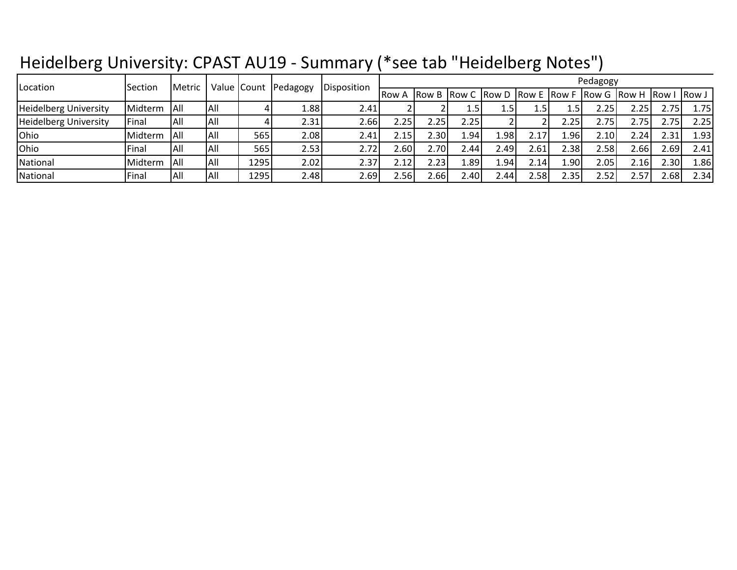# Heidelberg University: CPAST AU19 - Summary (*see tab "Heidelberg Notes")

| Location | Section | Metric | Value | Count | Pedagogy | Disposition | Pedagogy | | | | | | | | | |
|---|---|---|---|---|---|---|---|---|---|---|---|---|---|---|---|---|
| | | | | | | | Row A | Row B | Row C | Row D | Row E | Row F | Row G | Row H | Row I | Row J |
| Heidelberg University | Midterm | All | All | 4 | 1.88 | 2.41 | 2 | 2 | 1.5 | 1.5 | 1.5 | 1.5 | 2.25 | 2.25 | 2.75 | 1.75 |
| Heidelberg University | Final | All | All | 4 | 2.31 | 2.66 | 2.25 | 2.25 | 2.25 | 2 | 2 | 2.25 | 2.75 | 2.75 | 2.75 | 2.25 |
| Ohio | Midterm | All | All | 565 | 2.08 | 2.41 | 2.15 | 2.30 | 1.94 | 1.98 | 2.17 | 1.96 | 2.10 | 2.24 | 2.31 | 1.93 |
| Ohio | Final | All | All | 565 | 2.53 | 2.72 | 2.60 | 2.70 | 2.44 | 2.49 | 2.61 | 2.38 | 2.58 | 2.66 | 2.69 | 2.41 |
| National | Midterm | All | All | 1295 | 2.02 | 2.37 | 2.12 | 2.23 | 1.89 | 1.94 | 2.14 | 1.90 | 2.05 | 2.16 | 2.30 | 1.86 |
| National | Final | All | All | 1295 | 2.48 | 2.69 | 2.56 | 2.66 | 2.40 | 2.44 | 2.58 | 2.35 | 2.52 | 2.57 | 2.68 | 2.34 |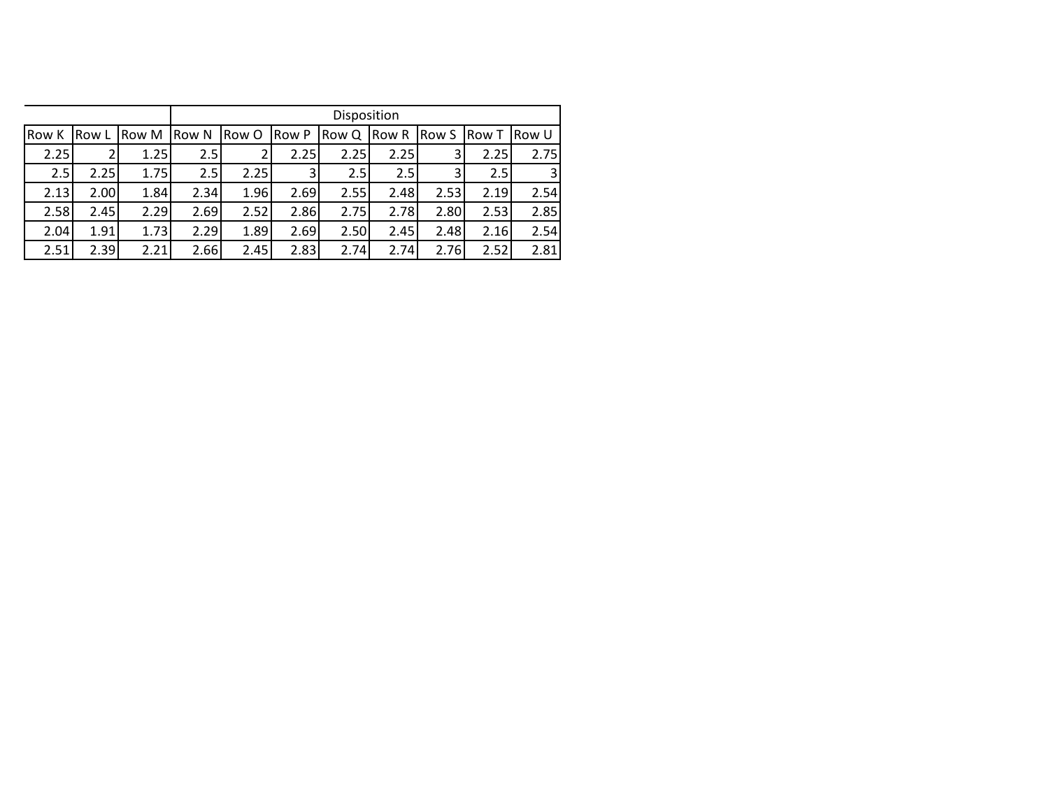| | | | Disposition | | | | | | | |
|---|---|---|---|---|---|---|---|---|---|---|
| Row K | Row L | Row M | Row N | Row O | Row P | Row Q | Row R | Row S | Row T | Row U |
| 2.25 | 2 | 1.25 | 2.5 | 2 | 2.25 | 2.25 | 2.25 | 3 | 2.25 | 2.75 |
| 2.5 | 2.25 | 1.75 | 2.5 | 2.25 | 3 | 2.5 | 2.5 | 3 | 2.5 | 3 |
| 2.13 | 2.00 | 1.84 | 2.34 | 1.96 | 2.69 | 2.55 | 2.48 | 2.53 | 2.19 | 2.54 |
| 2.58 | 2.45 | 2.29 | 2.69 | 2.52 | 2.86 | 2.75 | 2.78 | 2.80 | 2.53 | 2.85 |
| 2.04 | 1.91 | 1.73 | 2.29 | 1.89 | 2.69 | 2.50 | 2.45 | 2.48 | 2.16 | 2.54 |
| 2.51 | 2.39 | 2.21 | 2.66 | 2.45 | 2.83 | 2.74 | 2.74 | 2.76 | 2.52 | 2.81 |